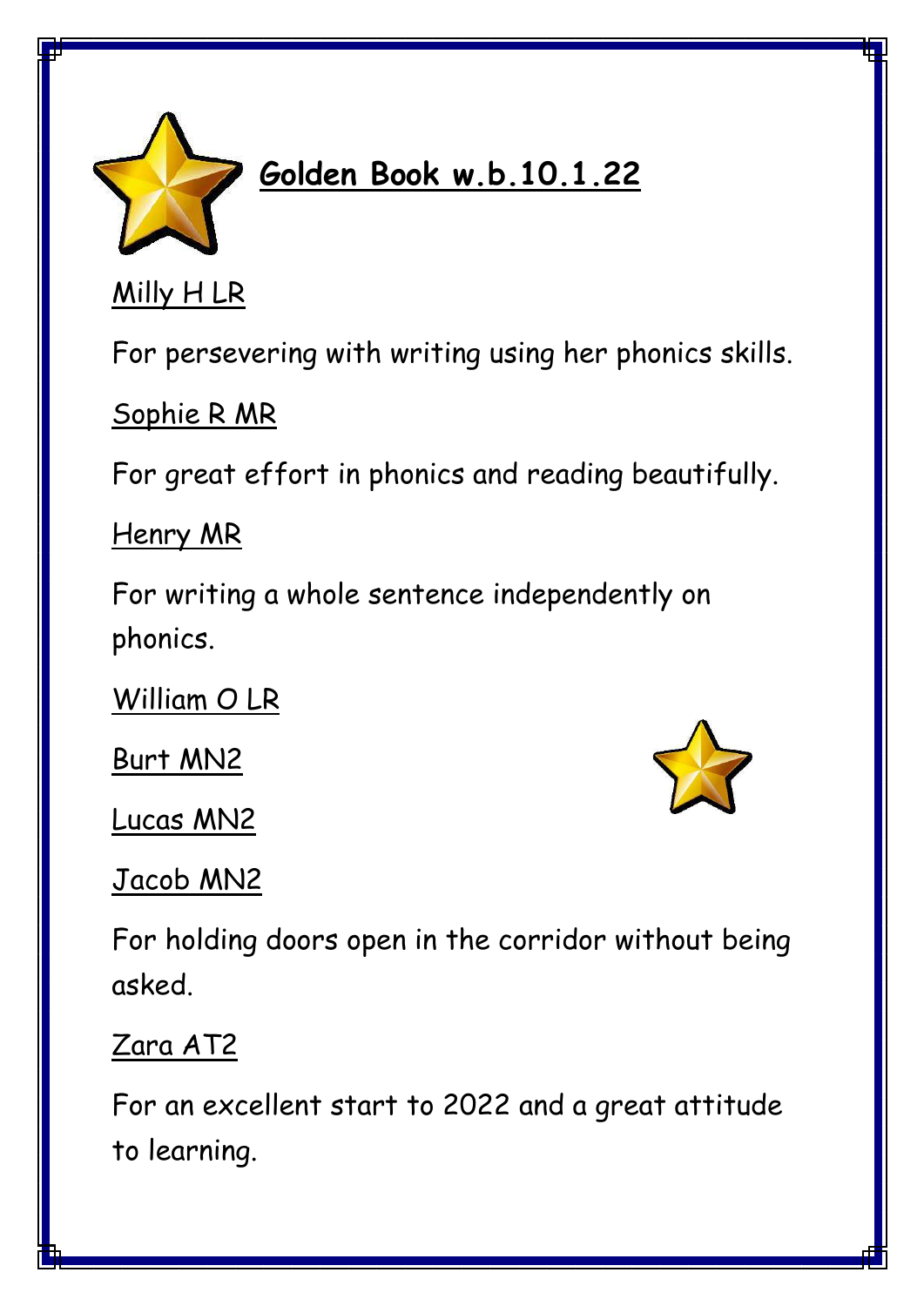# Golden Book w.b.10.1.22

Milly H LR

For persevering with writing using her phonics skills.

Sophie R MR

For great effort in phonics and reading beautifully.

Henry MR

For writing a whole sentence independently on phonics.

William O LR

Burt MN2

Lucas MN2

Jacob MN2

For holding doors open in the corridor without being asked.

Zara AT2

For an excellent start to 2022 and a great attitude to learning.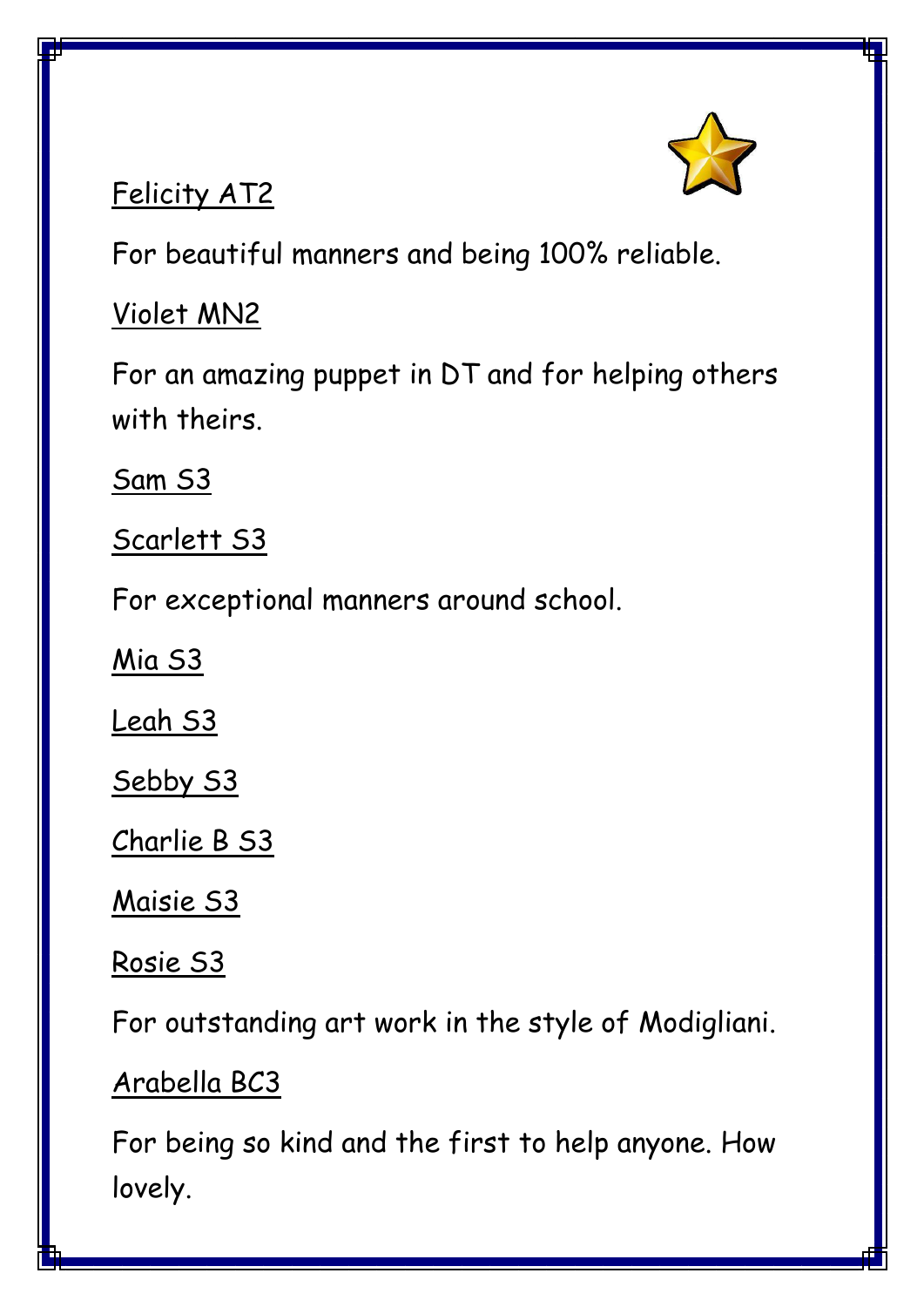<u>Felicity AT2</u>

For beautiful manners and being 100% reliable.

<u>Violet MN2</u>

For an amazing puppet in DT and for helping others with theirs.

<u>Sam S3</u>

<u>Scarlett S3</u>

For exceptional manners around school.

<u>Mia S3</u>

<u>Leah S3</u>

<u>Sebby S3</u>

<u>Charlie B S3</u>

<u>Maisie S3</u>

<u>Rosie S3</u>

For outstanding art work in the style of Modigliani.

<u>Arabella BC3</u>

For being so kind and the first to help anyone. How lovely.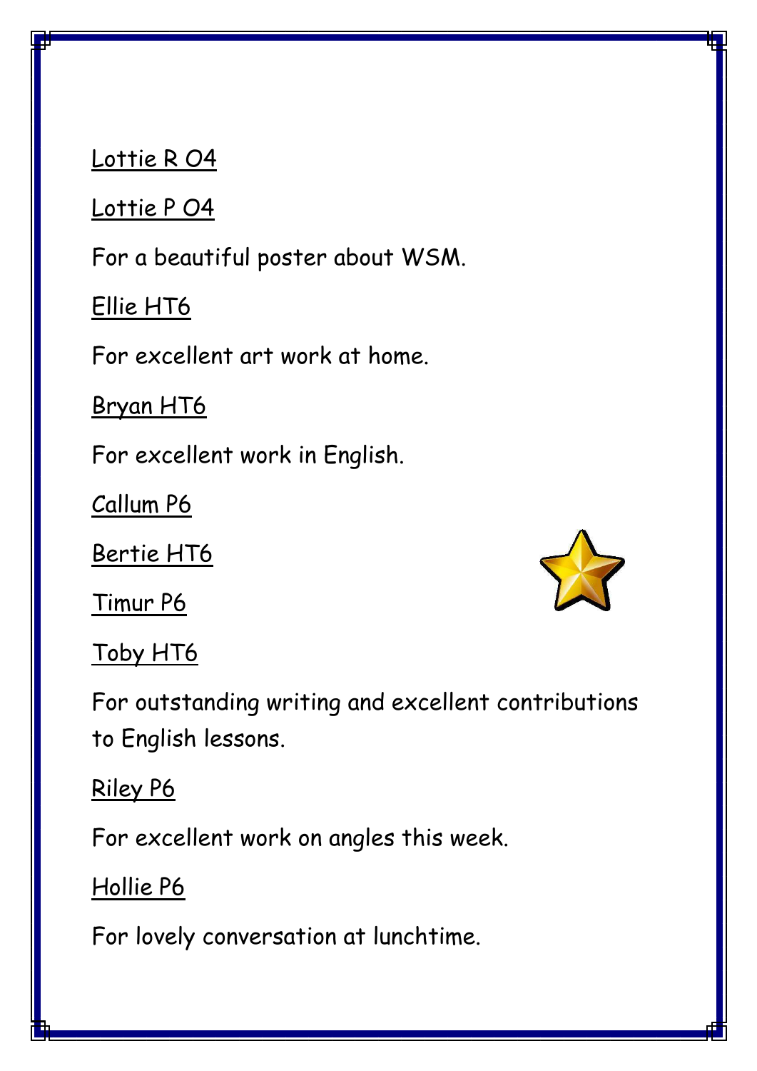<u>Lottie R O4</u>

<u>Lottie P O4</u>

For a beautiful poster about WSM.

<u>Ellie HT6</u>

For excellent art work at home.

<u>Bryan HT6</u>

For excellent work in English.

<u>Callum P6</u>

<u>Bertie HT6</u>

<u>Timur P6</u>

<u>Toby HT6</u>

For outstanding writing and excellent contributions to English lessons.

<u>Riley P6</u>

For excellent work on angles this week.

<u>Hollie P6</u>

For lovely conversation at lunchtime.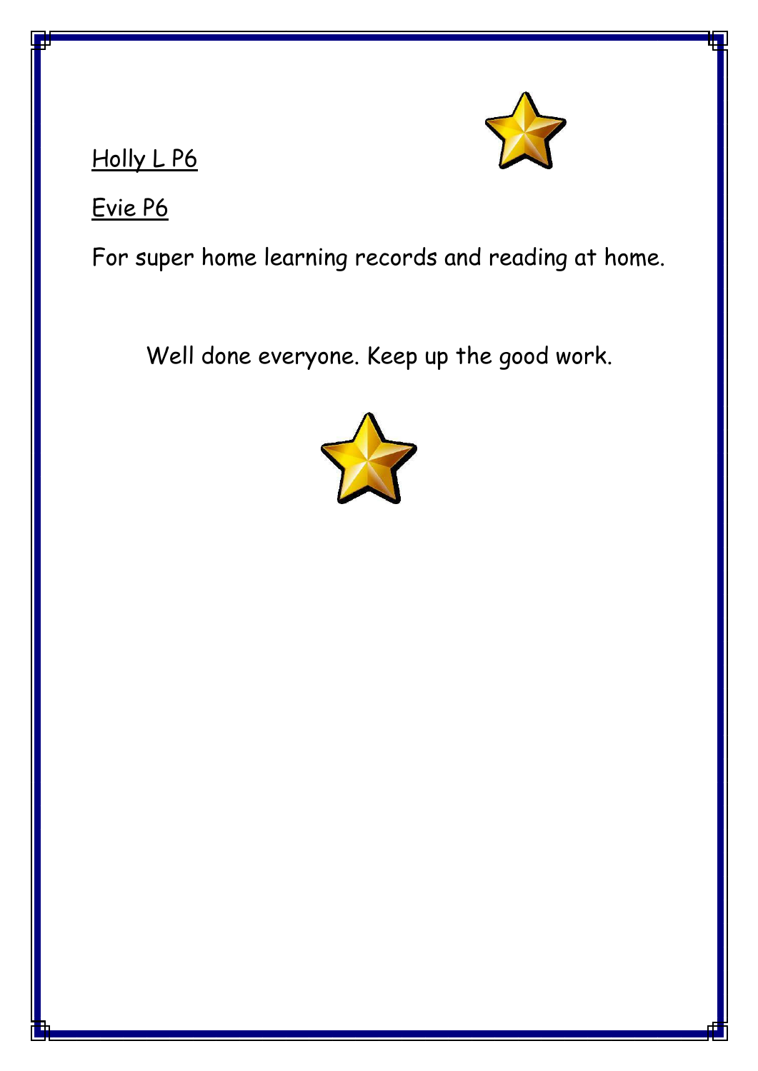<u>Holly L P6</u>

<u>Evie P6</u>

For super home learning records and reading at home.

Well done everyone. Keep up the good work.